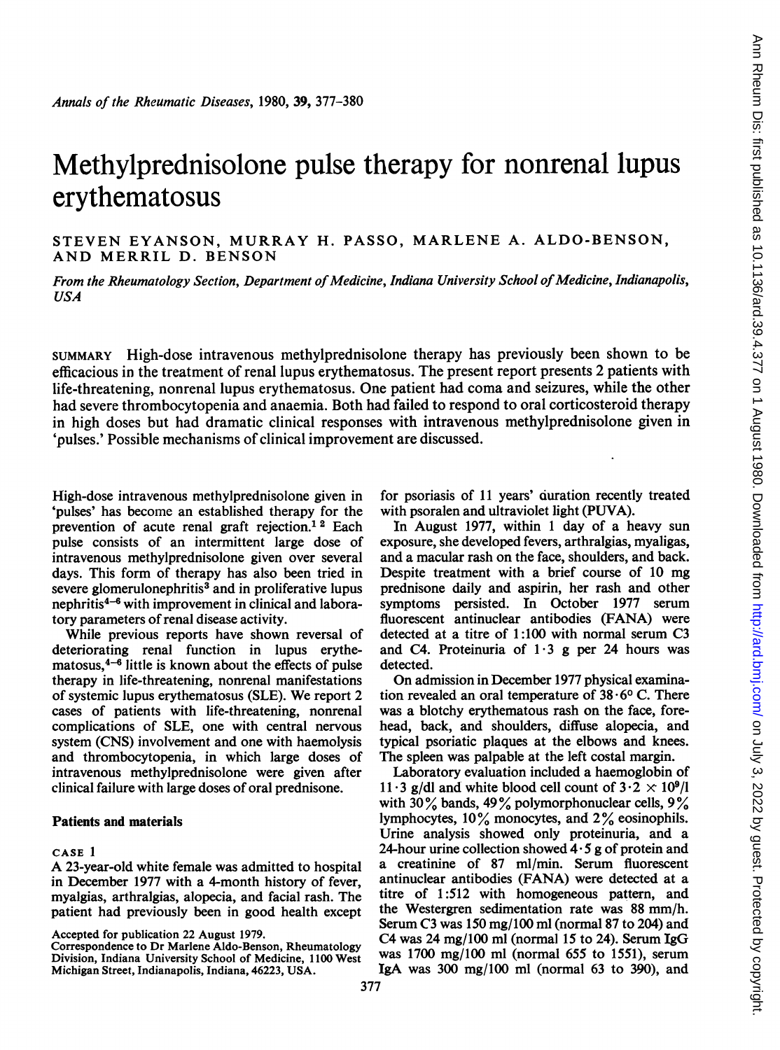# Methylprednisolone pulse therapy for nonrenal lupus erythematosus

STEVEN EYANSON, MURRAY H. PASSO, MARLENE A. ALDO-BENSON, AND MERRIL D. BENSON

*From the Rheumatology Section, Department of Medicine, Indiana University School of Medicine, Indianapolis, USA*

SUMMARY High-dose intravenous methylprednisolone therapy has previously been shown to be efficacious in the treatment of renal lupus erythematosus. The present report presents 2 patients with life-threatening, nonrenal lupus erythematosus. One patient had coma and seizures, while the other had severe thrombocytopenia and anaemia. Both had failed to respond to oral corticosteroid therapy in high doses but had dramatic clinical responses with intravenous methylprednisolone given in 'pulses.' Possible mechanisms of clinical improvement are discussed.

High-dose intravenous methylprednisolone given in 'pulses' has become an established therapy for the prevention of acute renal graft rejection.[1,2] Each pulse consists of an intermittent large dose of intravenous methylprednisolone given over several days. This form of therapy has also been tried in severe glomerulonephritis[3] and in proliferative lupus nephritis[4–6] with improvement in clinical and laboratory parameters of renal disease activity.

While previous reports have shown reversal of deteriorating renal function in lupus erythematosus,[4–6] little is known about the effects of pulse therapy in life-threatening, nonrenal manifestations of systemic lupus erythematosus (SLE). We report 2 cases of patients with life-threatening, nonrenal complications of SLE, one with central nervous system (CNS) involvement and one with haemolysis and thrombocytopenia, in which large doses of intravenous methylprednisolone were given after clinical failure with large doses of oral prednisone.

## Patients and materials

### CASE 1

A 23-year-old white female was admitted to hospital in December 1977 with a 4-month history of fever, myalgias, arthralgias, alopecia, and facial rash. The patient had previously been in good health except for psoriasis of 11 years' duration recently treated with psoralen and ultraviolet light (PUVA).

In August 1977, within 1 day of a heavy sun exposure, she developed fevers, arthralgias, myaligas, and a macular rash on the face, shoulders, and back. Despite treatment with a brief course of 10 mg prednisone daily and aspirin, her rash and other symptoms persisted. In October 1977 serum fluorescent antinuclear antibodies (FANA) were detected at a titre of 1:100 with normal serum C3 and C4. Proteinuria of 1·3 g per 24 hours was detected.

On admission in December 1977 physical examination revealed an oral temperature of 38·6° C. There was a blotchy erythematous rash on the face, forehead, back, and shoulders, diffuse alopecia, and typical psoriatic plaques at the elbows and knees. The spleen was palpable at the left costal margin.

Laboratory evaluation included a haemoglobin of 11·3 g/dl and white blood cell count of $3 \cdot 2 \times 10^9$/l with 30% bands, 49% polymorphonuclear cells, 9% lymphocytes, 10% monocytes, and 2% eosinophils. Urine analysis showed only proteinuria, and a 24-hour urine collection showed 4·5 g of protein and a creatinine of 87 ml/min. Serum fluorescent antinuclear antibodies (FANA) were detected at a titre of 1:512 with homogeneous pattern, and the Westergren sedimentation rate was 88 mm/h. Serum C3 was 150 mg/100 ml (normal 87 to 204) and C4 was 24 mg/100 ml (normal 15 to 24). Serum IgG was 1700 mg/100 ml (normal 655 to 1551), serum IgA was 300 mg/100 ml (normal 63 to 390), and

Accepted for publication 22 August 1979.
Correspondence to Dr Marlene Aldo-Benson, Rheumatology Division, Indiana University School of Medicine, 1100 West Michigan Street, Indianapolis, Indiana, 46223, USA.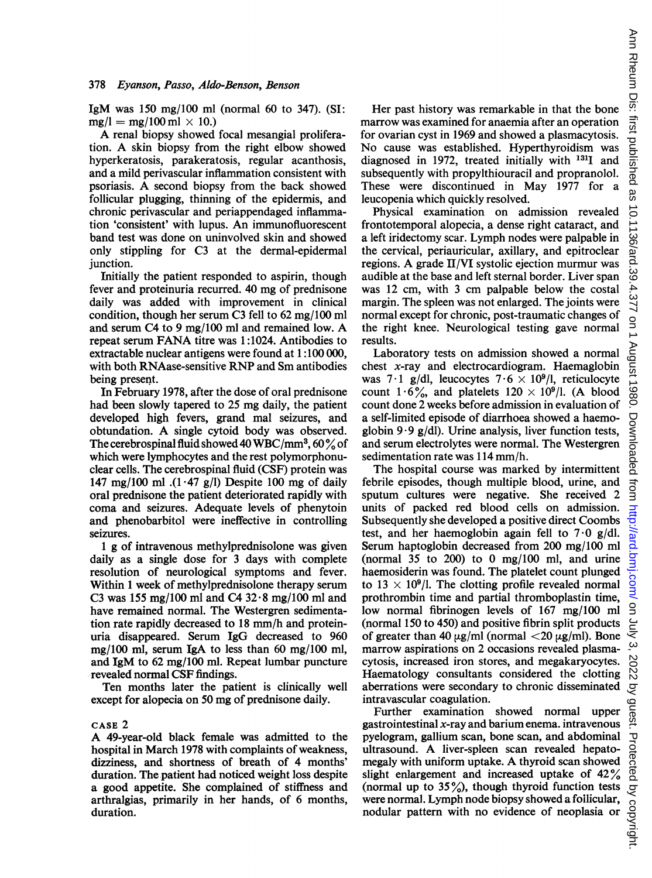IgM was 150 mg/100 ml (normal 60 to 347). (SI: mg/l = mg/100 ml × 10.)

A renal biopsy showed focal mesangial proliferation. A skin biopsy from the right elbow showed hyperkeratosis, parakeratosis, regular acanthosis, and a mild perivascular inflammation consistent with psoriasis. A second biopsy from the back showed follicular plugging, thinning of the epidermis, and chronic perivascular and periappendaged inflammation 'consistent' with lupus. An immunofluorescent band test was done on uninvolved skin and showed only stippling for C3 at the dermal-epidermal junction.

Initially the patient responded to aspirin, though fever and proteinuria recurred. 40 mg of prednisone daily was added with improvement in clinical condition, though her serum C3 fell to 62 mg/100 ml and serum C4 to 9 mg/100 ml and remained low. A repeat serum FANA titre was 1:1024. Antibodies to extractable nuclear antigens were found at 1:100 000, with both RNAase-sensitive RNP and Sm antibodies being present.

In February 1978, after the dose of oral prednisone had been slowly tapered to 25 mg daily, the patient developed high fevers, grand mal seizures, and obtundation. A single cytoid body was observed. The cerebrospinal fluid showed 40 WBC/mm$^3$, 60% of which were lymphocytes and the rest polymorphonuclear cells. The cerebrospinal fluid (CSF) protein was 147 mg/100 ml .(1·47 g/l) Despite 100 mg of daily oral prednisone the patient deteriorated rapidly with coma and seizures. Adequate levels of phenytoin and phenobarbitol were ineffective in controlling seizures.

1 g of intravenous methylprednisolone was given daily as a single dose for 3 days with complete resolution of neurological symptoms and fever. Within 1 week of methylprednisolone therapy serum C3 was 155 mg/100 ml and C4 32·8 mg/100 ml and have remained normal. The Westergren sedimentation rate rapidly decreased to 18 mm/h and proteinuria disappeared. Serum IgG decreased to 960 mg/100 ml, serum IgA to less than 60 mg/100 ml, and IgM to 62 mg/100 ml. Repeat lumbar puncture revealed normal CSF findings.

Ten months later the patient is clinically well except for alopecia on 50 mg of prednisone daily.

### CASE 2

A 49-year-old black female was admitted to the hospital in March 1978 with complaints of weakness, dizziness, and shortness of breath of 4 months' duration. The patient had noticed weight loss despite a good appetite. She complained of stiffness and arthralgias, primarily in her hands, of 6 months, duration.

Her past history was remarkable in that the bone marrow was examined for anaemia after an operation for ovarian cyst in 1969 and showed a plasmacytosis. No cause was established. Hyperthyroidism was diagnosed in 1972, treated initially with $^{131}$I and subsequently with propylthiouracil and propranolol. These were discontinued in May 1977 for a leucopenia which quickly resolved.

Physical examination on admission revealed frontotemporal alopecia, a dense right cataract, and a left iridectomy scar. Lymph nodes were palpable in the cervical, periauricular, axillary, and epitroclear regions. A grade II/VI systolic ejection murmur was audible at the base and left sternal border. Liver span was 12 cm, with 3 cm palpable below the costal margin. The spleen was not enlarged. The joints were normal except for chronic, post-traumatic changes of the right knee. Neurological testing gave normal results.

Laboratory tests on admission showed a normal chest x-ray and electrocardiogram. Haemaglobin was 7·1 g/dl, leucocytes 7·6 × 10$^9$/l, reticulocyte count 1·6%, and platelets 120 × 10$^9$/l. (A blood count done 2 weeks before admission in evaluation of a self-limited episode of diarrhoea showed a haemoglobin 9·9 g/dl). Urine analysis, liver function tests, and serum electrolytes were normal. The Westergren sedimentation rate was 114 mm/h.

The hospital course was marked by intermittent febrile episodes, though multiple blood, urine, and sputum cultures were negative. She received 2 units of packed red blood cells on admission. Subsequently she developed a positive direct Coombs test, and her haemoglobin again fell to 7·0 g/dl. Serum haptoglobin decreased from 200 mg/100 ml (normal 35 to 200) to 0 mg/100 ml, and urine haemosiderin was found. The platelet count plunged to 13 × 10$^9$/l. The clotting profile revealed normal prothrombin time and partial thromboplastin time, low normal fibrinogen levels of 167 mg/100 ml (normal 150 to 450) and positive fibrin split products of greater than 40 μg/ml (normal <20 μg/ml). Bone marrow aspirations on 2 occasions revealed plasmacytosis, increased iron stores, and megakaryocytes. Haematology consultants considered the clotting aberrations were secondary to chronic disseminated intravascular coagulation.

Further examination showed normal upper gastrointestinal x-ray and barium enema. intravenous pyelogram, gallium scan, bone scan, and abdominal ultrasound. A liver-spleen scan revealed hepatomegaly with uniform uptake. A thyroid scan showed slight enlargement and increased uptake of 42% (normal up to 35%), though thyroid function tests were normal. Lymph node biopsy showed a follicular, nodular pattern with no evidence of neoplasia or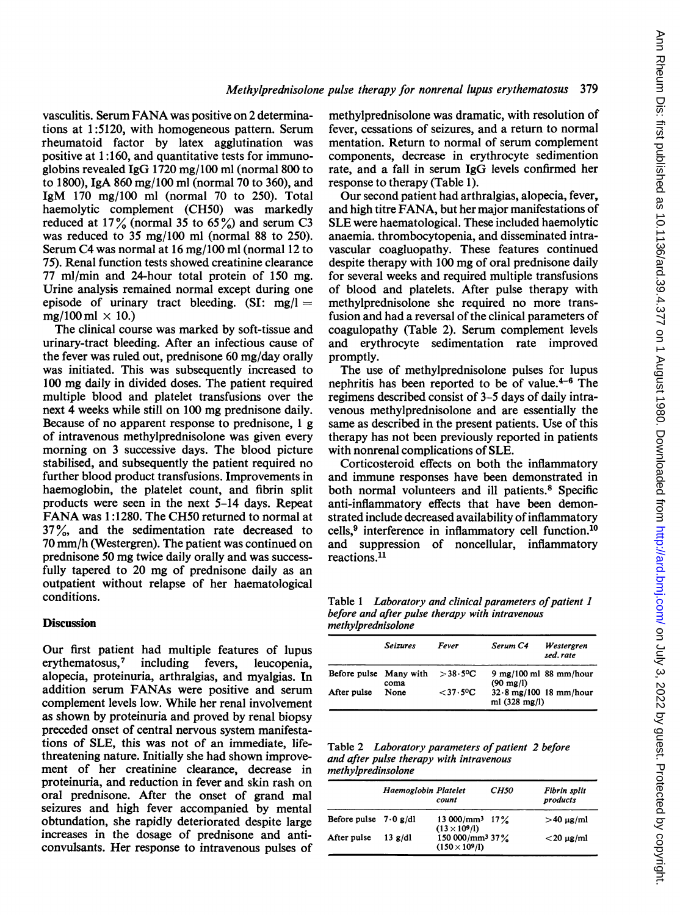vasculitis. Serum FANA was positive on 2 determinations at 1:5120, with homogeneous pattern. Serum rheumatoid factor by latex agglutination was positive at 1:160, and quantitative tests for immunoglobins revealed IgG 1720 mg/100 ml (normal 800 to to 1800), IgA 860 mg/100 ml (normal 70 to 360), and IgM 170 mg/100 ml (normal 70 to 250). Total haemolytic complement (CH50) was markedly reduced at 17% (normal 35 to 65%) and serum C3 was reduced to 35 mg/100 ml (normal 88 to 250). Serum C4 was normal at 16 mg/100 ml (normal 12 to 75). Renal function tests showed creatinine clearance 77 ml/min and 24-hour total protein of 150 mg. Urine analysis remained normal except during one episode of urinary tract bleeding. (SI: mg/l = mg/100 ml × 10.)

The clinical course was marked by soft-tissue and urinary-tract bleeding. After an infectious cause of the fever was ruled out, prednisone 60 mg/day orally was initiated. This was subsequently increased to 100 mg daily in divided doses. The patient required multiple blood and platelet transfusions over the next 4 weeks while still on 100 mg prednisone daily. Because of no apparent response to prednisone, 1 g of intravenous methylprednisolone was given every morning on 3 successive days. The blood picture stabilised, and subsequently the patient required no further blood product transfusions. Improvements in haemoglobin, the platelet count, and fibrin split products were seen in the next 5–14 days. Repeat FANA was 1:1280. The CH50 returned to normal at 37%, and the sedimentation rate decreased to 70 mm/h (Westergren). The patient was continued on prednisone 50 mg twice daily orally and was successfully tapered to 20 mg of prednisone daily as an outpatient without relapse of her haematological conditions.

## Discussion

Our first patient had multiple features of lupus erythematosus,[7] including fevers, leucopenia, alopecia, proteinuria, arthralgias, and myalgias. In addition serum FANAs were positive and serum complement levels low. While her renal involvement as shown by proteinuria and proved by renal biopsy preceded onset of central nervous system manifestations of SLE, this was not of an immediate, life-threatening nature. Initially she had shown improvement of her creatinine clearance, decrease in proteinuria, and reduction in fever and skin rash on oral prednisone. After the onset of grand mal seizures and high fever accompanied by mental obtundation, she rapidly deteriorated despite large increases in the dosage of prednisone and anticonvulsants. Her response to intravenous pulses of methylprednisolone was dramatic, with resolution of fever, cessations of seizures, and a return to normal mentation. Return to normal of serum complement components, decrease in erythrocyte sedimentation rate, and a fall in serum IgG levels confirmed her response to therapy (Table 1).

Our second patient had arthralgias, alopecia, fever, and high titre FANA, but her major manifestations of SLE were haematological. These included haemolytic anaemia. thrombocytopenia, and disseminated intravascular coagluopathy. These features continued despite therapy with 100 mg of oral prednisone daily for several weeks and required multiple transfusions of blood and platelets. After pulse therapy with methylprednisolone she required no more transfusion and had a reversal of the clinical parameters of coagulopathy (Table 2). Serum complement levels and erythrocyte sedimentation rate improved promptly.

The use of methylprednisolone pulses for lupus nephritis has been reported to be of value.[4–6] The regimens described consist of 3–5 days of daily intravenous methylprednisolone and are essentially the same as described in the present patients. Use of this therapy has not been previously reported in patients with nonrenal complications of SLE.

Corticosteroid effects on both the inflammatory and immune responses have been demonstrated in both normal volunteers and ill patients.[8] Specific anti-inflammatory effects that have been demonstrated include decreased availability of inflammatory cells,[9] interference in inflammatory cell function.[10] and suppression of noncellular, inflammatory reactions.[11]

Table 1 *Laboratory and clinical parameters of patient 1 before and after pulse therapy with intravenous methylprednisolone*

| | *Seizures* | *Fever* | *Serum C4* | *Westergren sed. rate* |
|---|---|---|---|---|
| Before pulse | Many with coma | >38·5°C | 9 mg/100 ml (90 mg/l) | 88 mm/hour |
| After pulse | None | <37·5°C | 32·8 mg/100 ml (328 mg/l) | 18 mm/hour |

Table 2 *Laboratory parameters of patient 2 before and after pulse therapy with intravenous methylpredinsolone*

| | *Haemoglobin* | *Platelet count* | *CH50* | *Fibrin split products* |
|---|---|---|---|---|
| Before pulse | 7·0 g/dl | 13 000/mm³ ($13 \times 10^9$/l) | 17% | >40 µg/ml |
| After pulse | 13 g/dl | 150 000/mm³ ($150 \times 10^9$/l) | 37% | <20 µg/ml |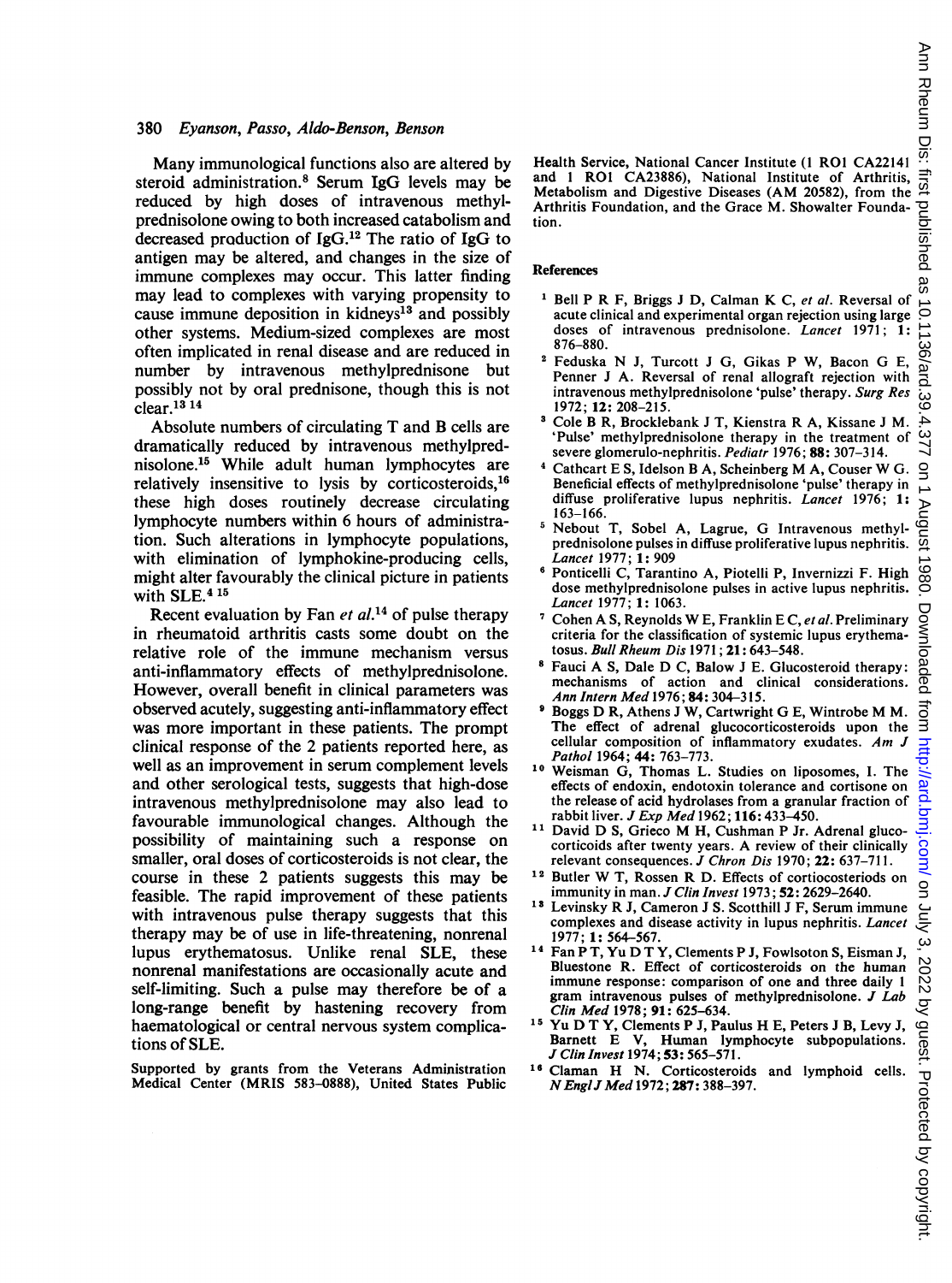Many immunological functions also are altered by steroid administration.[8] Serum IgG levels may be reduced by high doses of intravenous methylprednisolone owing to both increased catabolism and decreased production of IgG.[12] The ratio of IgG to antigen may be altered, and changes in the size of immune complexes may occur. This latter finding may lead to complexes with varying propensity to cause immune deposition in kidneys[13] and possibly other systems. Medium-sized complexes are most often implicated in renal disease and are reduced in number by intravenous methylprednisone but possibly not by oral prednisone, though this is not clear.[13 14]

Absolute numbers of circulating T and B cells are dramatically reduced by intravenous methylprednisolone.[15] While adult human lymphocytes are relatively insensitive to lysis by corticosteroids,[16] these high doses routinely decrease circulating lymphocyte numbers within 6 hours of administration. Such alterations in lymphocyte populations, with elimination of lymphokine-producing cells, might alter favourably the clinical picture in patients with SLE.[4 15]

Recent evaluation by Fan *et al.*[14] of pulse therapy in rheumatoid arthritis casts some doubt on the relative role of the immune mechanism versus anti-inflammatory effects of methylprednisolone. However, overall benefit in clinical parameters was observed acutely, suggesting anti-inflammatory effect was more important in these patients. The prompt clinical response of the 2 patients reported here, as well as an improvement in serum complement levels and other serological tests, suggests that high-dose intravenous methylprednisolone may also lead to favourable immunological changes. Although the possibility of maintaining such a response on smaller, oral doses of corticosteroids is not clear, the course in these 2 patients suggests this may be feasible. The rapid improvement of these patients with intravenous pulse therapy suggests that this therapy may be of use in life-threatening, nonrenal lupus erythematosus. Unlike renal SLE, these nonrenal manifestations are occasionally acute and self-limiting. Such a pulse may therefore be of a long-range benefit by hastening recovery from haematological or central nervous system complications of SLE.

Supported by grants from the Veterans Administration Medical Center (MRIS 583-0888), United States Public Health Service, National Cancer Institute (1 RO1 CA22141 and 1 RO1 CA23886), National Institute of Arthritis, Metabolism and Digestive Diseases (AM 20582), from the Arthritis Foundation, and the Grace M. Showalter Foundation.

## References

1. Bell P R F, Briggs J D, Calman K C, *et al.* Reversal of acute clinical and experimental organ rejection using large doses of intravenous prednisolone. *Lancet* 1971; **1:** 876–880.
2. Feduska N J, Turcott J G, Gikas P W, Bacon G E, Penner J A. Reversal of renal allograft rejection with intravenous methylprednisolone 'pulse' therapy. *Surg Res* 1972; **12:** 208–215.
3. Cole B R, Brocklebank J T, Kienstra R A, Kissane J M. 'Pulse' methylprednisolone therapy in the treatment of severe glomerulo-nephritis. *Pediatr* 1976; **88:** 307–314.
4. Cathcart E S, Idelson B A, Scheinberg M A, Couser W G. Beneficial effects of methylprednisolone 'pulse' therapy in diffuse proliferative lupus nephritis. *Lancet* 1976; **1:** 163–166.
5. Nebout T, Sobel A, Lagrue, G Intravenous methylprednisolone pulses in diffuse proliferative lupus nephritis. *Lancet* 1977; **1:** 909
6. Ponticelli C, Tarantino A, Piotelli P, Invernizzi F. High dose methylprednisolone pulses in active lupus nephritis. *Lancet* 1977; **1:** 1063.
7. Cohen A S, Reynolds W E, Franklin E C, *et al.* Preliminary criteria for the classification of systemic lupus erythematosus. *Bull Rheum Dis* 1971; **21:** 643–548.
8. Fauci A S, Dale D C, Balow J E. Glucosteroid therapy: mechanisms of action and clinical considerations. *Ann Intern Med* 1976; **84:** 304–315.
9. Boggs D R, Athens J W, Cartwright G E, Wintrobe M M. The effect of adrenal glucocorticosteroids upon the cellular composition of inflammatory exudates. *Am J Pathol* 1964; **44:** 763–773.
10. Weisman G, Thomas L. Studies on liposomes, I. The effects of endoxin, endotoxin tolerance and cortisone on the release of acid hydrolases from a granular fraction of rabbit liver. *J Exp Med* 1962; **116:** 433–450.
11. David D S, Grieco M H, Cushman P Jr. Adrenal glucocorticoids after twenty years. A review of their clinically relevant consequences. *J Chron Dis* 1970; **22:** 637–711.
12. Butler W T, Rossen R D. Effects of cortiocosteriods on immunity in man. *J Clin Invest* 1973; **52:** 2629–2640.
13. Levinsky R J, Cameron J S. Scotthill J F, Serum immune complexes and disease activity in lupus nephritis. *Lancet* 1977; **1:** 564–567.
14. Fan P T, Yu D T Y, Clements P J, Fowlsoton S, Eisman J, Bluestone R. Effect of corticosteroids on the human immune response: comparison of one and three daily 1 gram intravenous pulses of methylprednisolone. *J Lab Clin Med* 1978; **91:** 625–634.
15. Yu D T Y, Clements P J, Paulus H E, Peters J B, Levy J, Barnett E V, Human lymphocyte subpopulations. *J Clin Invest* 1974; **53:** 565–571.
16. Claman H N. Corticosteroids and lymphoid cells. *N Engl J Med* 1972; **287:** 388–397.